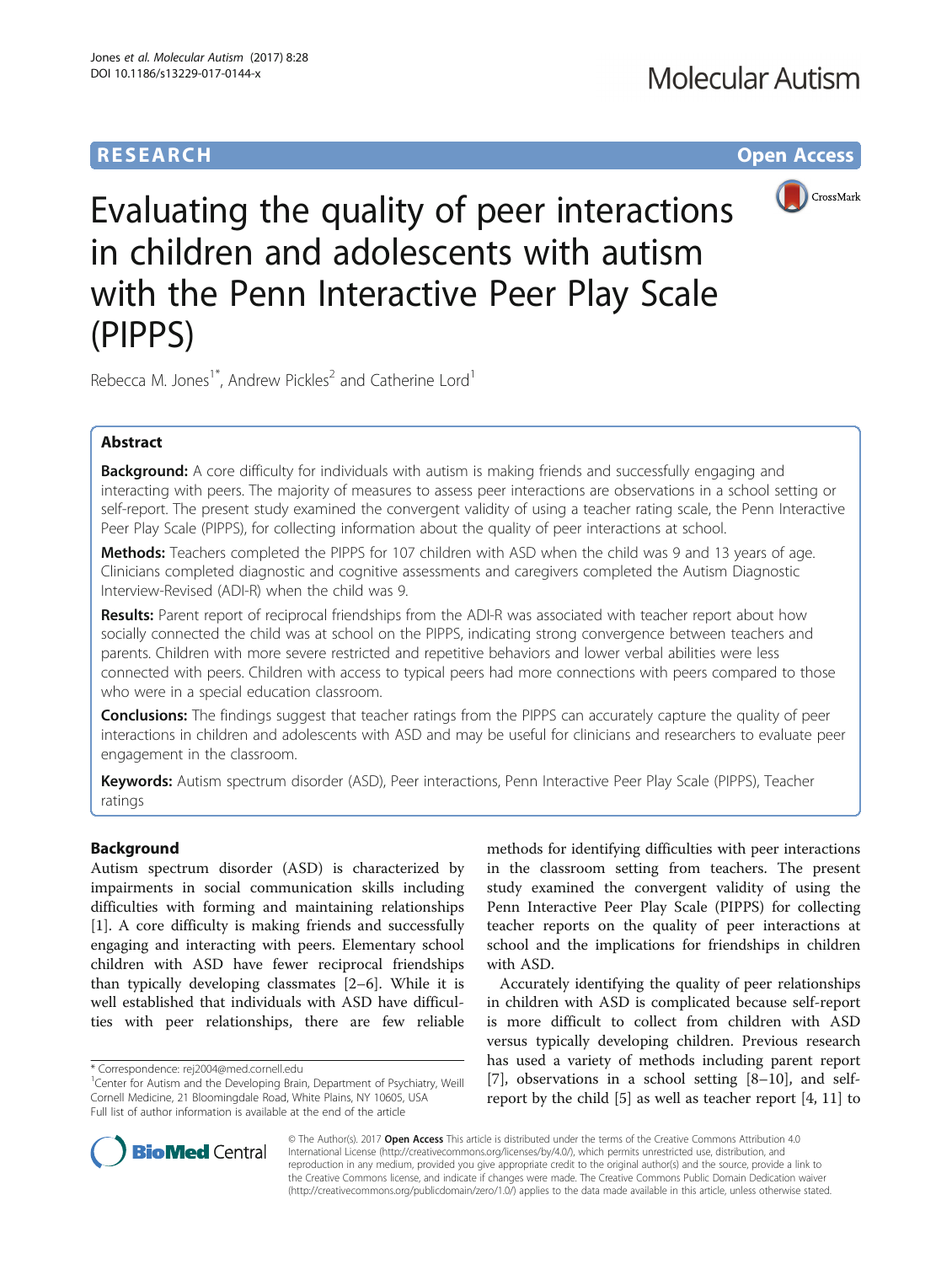RESEARCH Open Access

# Evaluating the quality of peer interactions in children and adolescents with autism with the Penn Interactive Peer Play Scale (PIPPS)

Rebecca M. Jones[1*], Andrew Pickles[2] and Catherine Lord[1]

## Abstract

**Background:** A core difficulty for individuals with autism is making friends and successfully engaging and interacting with peers. The majority of measures to assess peer interactions are observations in a school setting or self-report. The present study examined the convergent validity of using a teacher rating scale, the Penn Interactive Peer Play Scale (PIPPS), for collecting information about the quality of peer interactions at school.

**Methods:** Teachers completed the PIPPS for 107 children with ASD when the child was 9 and 13 years of age. Clinicians completed diagnostic and cognitive assessments and caregivers completed the Autism Diagnostic Interview-Revised (ADI-R) when the child was 9.

**Results:** Parent report of reciprocal friendships from the ADI-R was associated with teacher report about how socially connected the child was at school on the PIPPS, indicating strong convergence between teachers and parents. Children with more severe restricted and repetitive behaviors and lower verbal abilities were less connected with peers. Children with access to typical peers had more connections with peers compared to those who were in a special education classroom.

**Conclusions:** The findings suggest that teacher ratings from the PIPPS can accurately capture the quality of peer interactions in children and adolescents with ASD and may be useful for clinicians and researchers to evaluate peer engagement in the classroom.

**Keywords:** Autism spectrum disorder (ASD), Peer interactions, Penn Interactive Peer Play Scale (PIPPS), Teacher ratings

## Background

Autism spectrum disorder (ASD) is characterized by impairments in social communication skills including difficulties with forming and maintaining relationships [1]. A core difficulty is making friends and successfully engaging and interacting with peers. Elementary school children with ASD have fewer reciprocal friendships than typically developing classmates [2–6]. While it is well established that individuals with ASD have difficulties with peer relationships, there are few reliable methods for identifying difficulties with peer interactions in the classroom setting from teachers. The present study examined the convergent validity of using the Penn Interactive Peer Play Scale (PIPPS) for collecting teacher reports on the quality of peer interactions at school and the implications for friendships in children with ASD.

Accurately identifying the quality of peer relationships in children with ASD is complicated because self-report is more difficult to collect from children with ASD versus typically developing children. Previous research has used a variety of methods including parent report [7], observations in a school setting [8–10], and self-report by the child [5] as well as teacher report [4, 11] to

\* Correspondence: rej2004@med.cornell.edu
[1]Center for Autism and the Developing Brain, Department of Psychiatry, Weill Cornell Medicine, 21 Bloomingdale Road, White Plains, NY 10605, USA
Full list of author information is available at the end of the article

© The Author(s). 2017 **Open Access** This article is distributed under the terms of the Creative Commons Attribution 4.0 International License (http://creativecommons.org/licenses/by/4.0/), which permits unrestricted use, distribution, and reproduction in any medium, provided you give appropriate credit to the original author(s) and the source, provide a link to the Creative Commons license, and indicate if changes were made. The Creative Commons Public Domain Dedication waiver (http://creativecommons.org/publicdomain/zero/1.0/) applies to the data made available in this article, unless otherwise stated.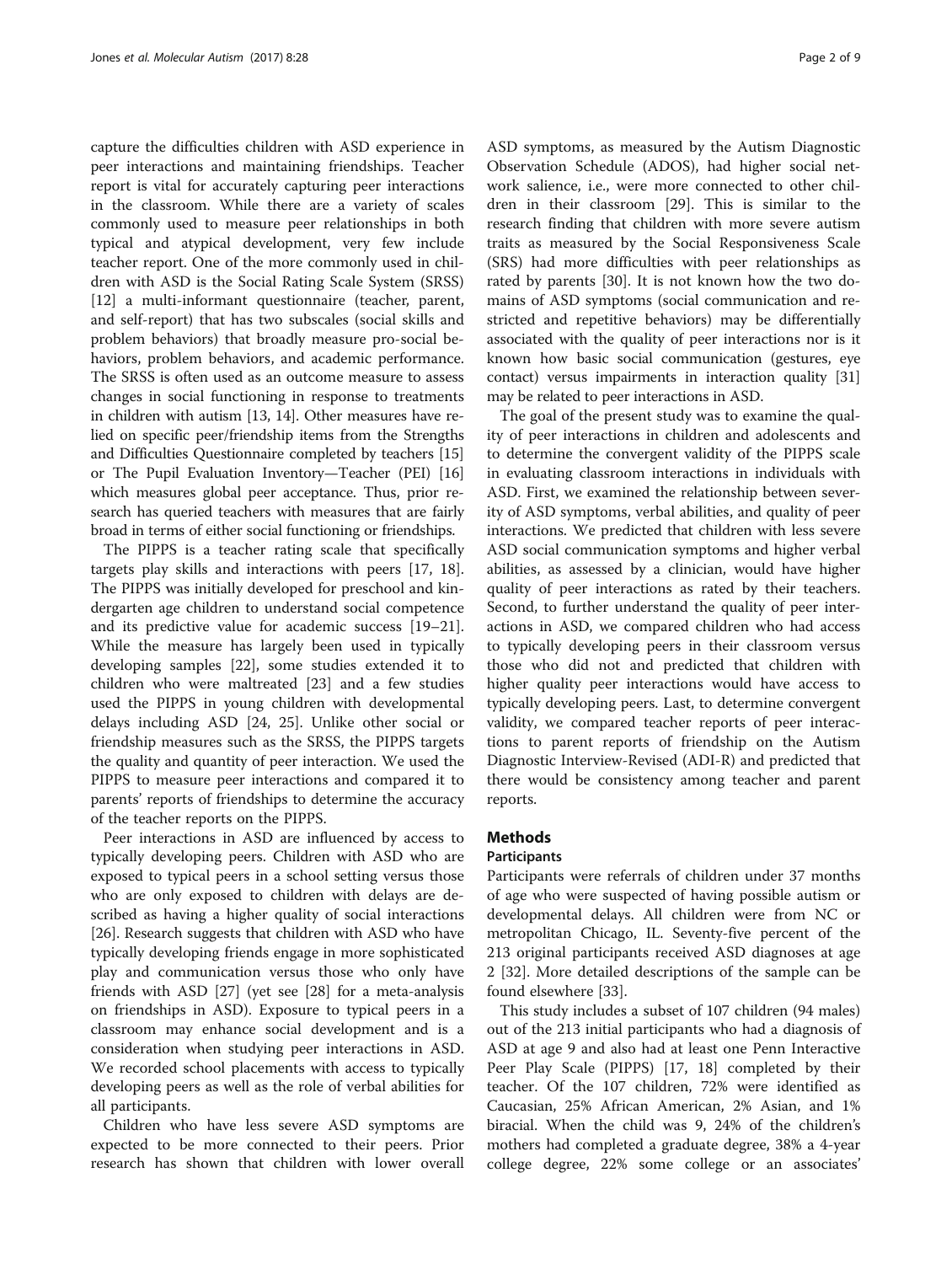capture the difficulties children with ASD experience in peer interactions and maintaining friendships. Teacher report is vital for accurately capturing peer interactions in the classroom. While there are a variety of scales commonly used to measure peer relationships in both typical and atypical development, very few include teacher report. One of the more commonly used in children with ASD is the Social Rating Scale System (SRSS) [12] a multi-informant questionnaire (teacher, parent, and self-report) that has two subscales (social skills and problem behaviors) that broadly measure pro-social behaviors, problem behaviors, and academic performance. The SRSS is often used as an outcome measure to assess changes in social functioning in response to treatments in children with autism [13, 14]. Other measures have relied on specific peer/friendship items from the Strengths and Difficulties Questionnaire completed by teachers [15] or The Pupil Evaluation Inventory—Teacher (PEI) [16] which measures global peer acceptance. Thus, prior research has queried teachers with measures that are fairly broad in terms of either social functioning or friendships.

The PIPPS is a teacher rating scale that specifically targets play skills and interactions with peers [17, 18]. The PIPPS was initially developed for preschool and kindergarten age children to understand social competence and its predictive value for academic success [19–21]. While the measure has largely been used in typically developing samples [22], some studies extended it to children who were maltreated [23] and a few studies used the PIPPS in young children with developmental delays including ASD [24, 25]. Unlike other social or friendship measures such as the SRSS, the PIPPS targets the quality and quantity of peer interaction. We used the PIPPS to measure peer interactions and compared it to parents' reports of friendships to determine the accuracy of the teacher reports on the PIPPS.

Peer interactions in ASD are influenced by access to typically developing peers. Children with ASD who are exposed to typical peers in a school setting versus those who are only exposed to children with delays are described as having a higher quality of social interactions [26]. Research suggests that children with ASD who have typically developing friends engage in more sophisticated play and communication versus those who only have friends with ASD [27] (yet see [28] for a meta-analysis on friendships in ASD). Exposure to typical peers in a classroom may enhance social development and is a consideration when studying peer interactions in ASD. We recorded school placements with access to typically developing peers as well as the role of verbal abilities for all participants.

Children who have less severe ASD symptoms are expected to be more connected to their peers. Prior research has shown that children with lower overall ASD symptoms, as measured by the Autism Diagnostic Observation Schedule (ADOS), had higher social network salience, i.e., were more connected to other children in their classroom [29]. This is similar to the research finding that children with more severe autism traits as measured by the Social Responsiveness Scale (SRS) had more difficulties with peer relationships as rated by parents [30]. It is not known how the two domains of ASD symptoms (social communication and restricted and repetitive behaviors) may be differentially associated with the quality of peer interactions nor is it known how basic social communication (gestures, eye contact) versus impairments in interaction quality [31] may be related to peer interactions in ASD.

The goal of the present study was to examine the quality of peer interactions in children and adolescents and to determine the convergent validity of the PIPPS scale in evaluating classroom interactions in individuals with ASD. First, we examined the relationship between severity of ASD symptoms, verbal abilities, and quality of peer interactions. We predicted that children with less severe ASD social communication symptoms and higher verbal abilities, as assessed by a clinician, would have higher quality of peer interactions as rated by their teachers. Second, to further understand the quality of peer interactions in ASD, we compared children who had access to typically developing peers in their classroom versus those who did not and predicted that children with higher quality peer interactions would have access to typically developing peers. Last, to determine convergent validity, we compared teacher reports of peer interactions to parent reports of friendship on the Autism Diagnostic Interview-Revised (ADI-R) and predicted that there would be consistency among teacher and parent reports.

## Methods

### Participants

Participants were referrals of children under 37 months of age who were suspected of having possible autism or developmental delays. All children were from NC or metropolitan Chicago, IL. Seventy-five percent of the 213 original participants received ASD diagnoses at age 2 [32]. More detailed descriptions of the sample can be found elsewhere [33].

This study includes a subset of 107 children (94 males) out of the 213 initial participants who had a diagnosis of ASD at age 9 and also had at least one Penn Interactive Peer Play Scale (PIPPS) [17, 18] completed by their teacher. Of the 107 children, 72% were identified as Caucasian, 25% African American, 2% Asian, and 1% biracial. When the child was 9, 24% of the children's mothers had completed a graduate degree, 38% a 4-year college degree, 22% some college or an associates'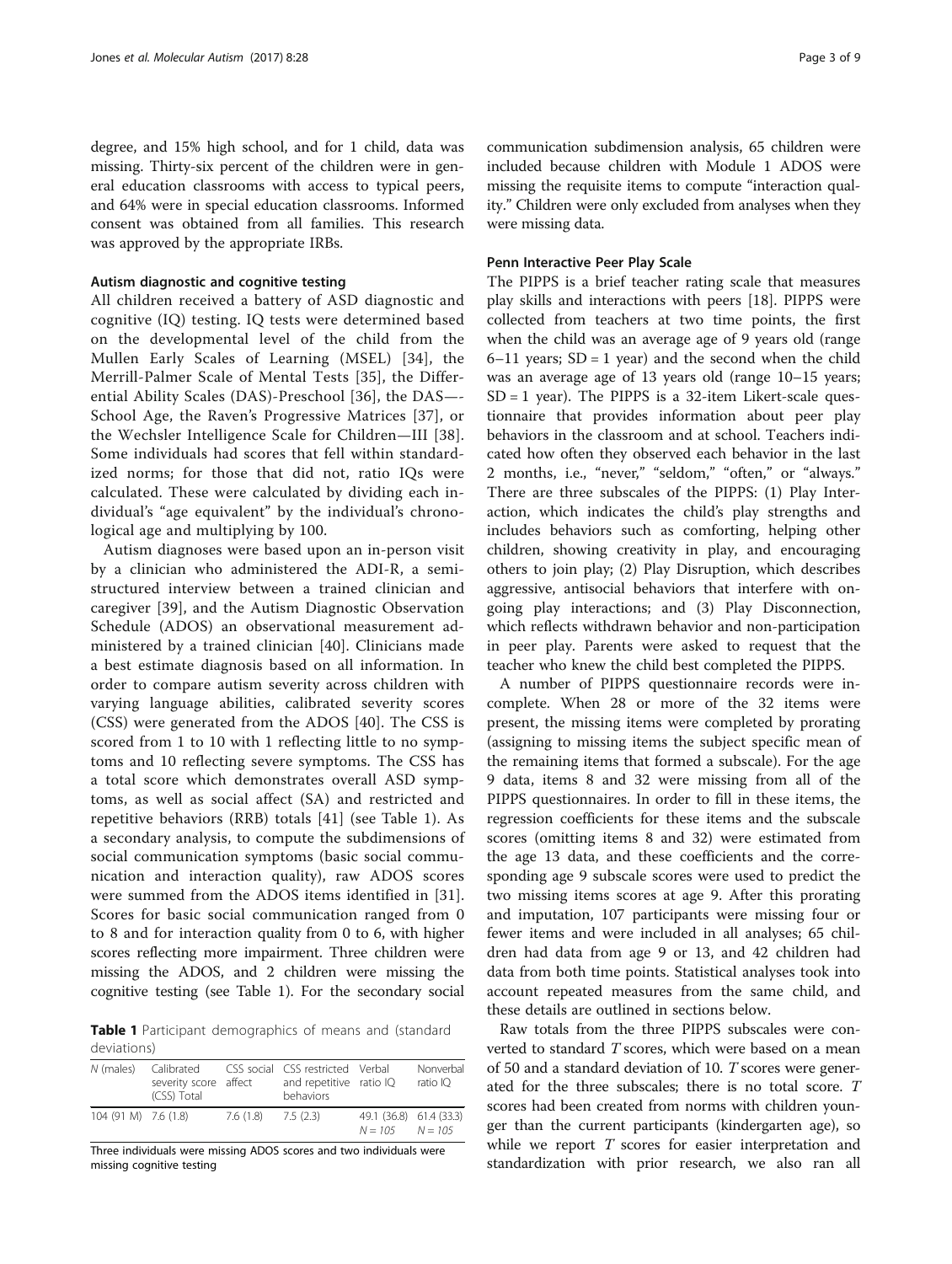degree, and 15% high school, and for 1 child, data was missing. Thirty-six percent of the children were in general education classrooms with access to typical peers, and 64% were in special education classrooms. Informed consent was obtained from all families. This research was approved by the appropriate IRBs.

### Autism diagnostic and cognitive testing

All children received a battery of ASD diagnostic and cognitive (IQ) testing. IQ tests were determined based on the developmental level of the child from the Mullen Early Scales of Learning (MSEL) [34], the Merrill-Palmer Scale of Mental Tests [35], the Differential Ability Scales (DAS)-Preschool [36], the DAS—-School Age, the Raven's Progressive Matrices [37], or the Wechsler Intelligence Scale for Children—III [38]. Some individuals had scores that fell within standardized norms; for those that did not, ratio IQs were calculated. These were calculated by dividing each individual's "age equivalent" by the individual's chronological age and multiplying by 100.

Autism diagnoses were based upon an in-person visit by a clinician who administered the ADI-R, a semi-structured interview between a trained clinician and caregiver [39], and the Autism Diagnostic Observation Schedule (ADOS) an observational measurement administered by a trained clinician [40]. Clinicians made a best estimate diagnosis based on all information. In order to compare autism severity across children with varying language abilities, calibrated severity scores (CSS) were generated from the ADOS [40]. The CSS is scored from 1 to 10 with 1 reflecting little to no symptoms and 10 reflecting severe symptoms. The CSS has a total score which demonstrates overall ASD symptoms, as well as social affect (SA) and restricted and repetitive behaviors (RRB) totals [41] (see Table 1). As a secondary analysis, to compute the subdimensions of social communication symptoms (basic social communication and interaction quality), raw ADOS scores were summed from the ADOS items identified in [31]. Scores for basic social communication ranged from 0 to 8 and for interaction quality from 0 to 6, with higher scores reflecting more impairment. Three children were missing the ADOS, and 2 children were missing the cognitive testing (see Table 1). For the secondary social communication subdimension analysis, 65 children were included because children with Module 1 ADOS were missing the requisite items to compute "interaction quality." Children were only excluded from analyses when they were missing data.

**Table 1** Participant demographics of means and (standard deviations)

| N (males) | Calibrated severity score (CSS) Total | CSS social affect | CSS restricted and repetitive behaviors | Verbal ratio IQ | Nonverbal ratio IQ |
|---|---|---|---|---|---|
| 104 (91 M) | 7.6 (1.8) | 7.6 (1.8) | 7.5 (2.3) | 49.1 (36.8) N = 105 | 61.4 (33.3) N = 105 |

Three individuals were missing ADOS scores and two individuals were missing cognitive testing

### Penn Interactive Peer Play Scale

The PIPPS is a brief teacher rating scale that measures play skills and interactions with peers [18]. PIPPS were collected from teachers at two time points, the first when the child was an average age of 9 years old (range 6–11 years; SD = 1 year) and the second when the child was an average age of 13 years old (range 10–15 years; SD = 1 year). The PIPPS is a 32-item Likert-scale questionnaire that provides information about peer play behaviors in the classroom and at school. Teachers indicated how often they observed each behavior in the last 2 months, i.e., "never," "seldom," "often," or "always." There are three subscales of the PIPPS: (1) Play Interaction, which indicates the child's play strengths and includes behaviors such as comforting, helping other children, showing creativity in play, and encouraging others to join play; (2) Play Disruption, which describes aggressive, antisocial behaviors that interfere with ongoing play interactions; and (3) Play Disconnection, which reflects withdrawn behavior and non-participation in peer play. Parents were asked to request that the teacher who knew the child best completed the PIPPS.

A number of PIPPS questionnaire records were incomplete. When 28 or more of the 32 items were present, the missing items were completed by prorating (assigning to missing items the subject specific mean of the remaining items that formed a subscale). For the age 9 data, items 8 and 32 were missing from all of the PIPPS questionnaires. In order to fill in these items, the regression coefficients for these items and the subscale scores (omitting items 8 and 32) were estimated from the age 13 data, and these coefficients and the corresponding age 9 subscale scores were used to predict the two missing items scores at age 9. After this prorating and imputation, 107 participants were missing four or fewer items and were included in all analyses; 65 children had data from age 9 or 13, and 42 children had data from both time points. Statistical analyses took into account repeated measures from the same child, and these details are outlined in sections below.

Raw totals from the three PIPPS subscales were converted to standard *T* scores, which were based on a mean of 50 and a standard deviation of 10. *T* scores were generated for the three subscales; there is no total score. *T* scores had been created from norms with children younger than the current participants (kindergarten age), so while we report *T* scores for easier interpretation and standardization with prior research, we also ran all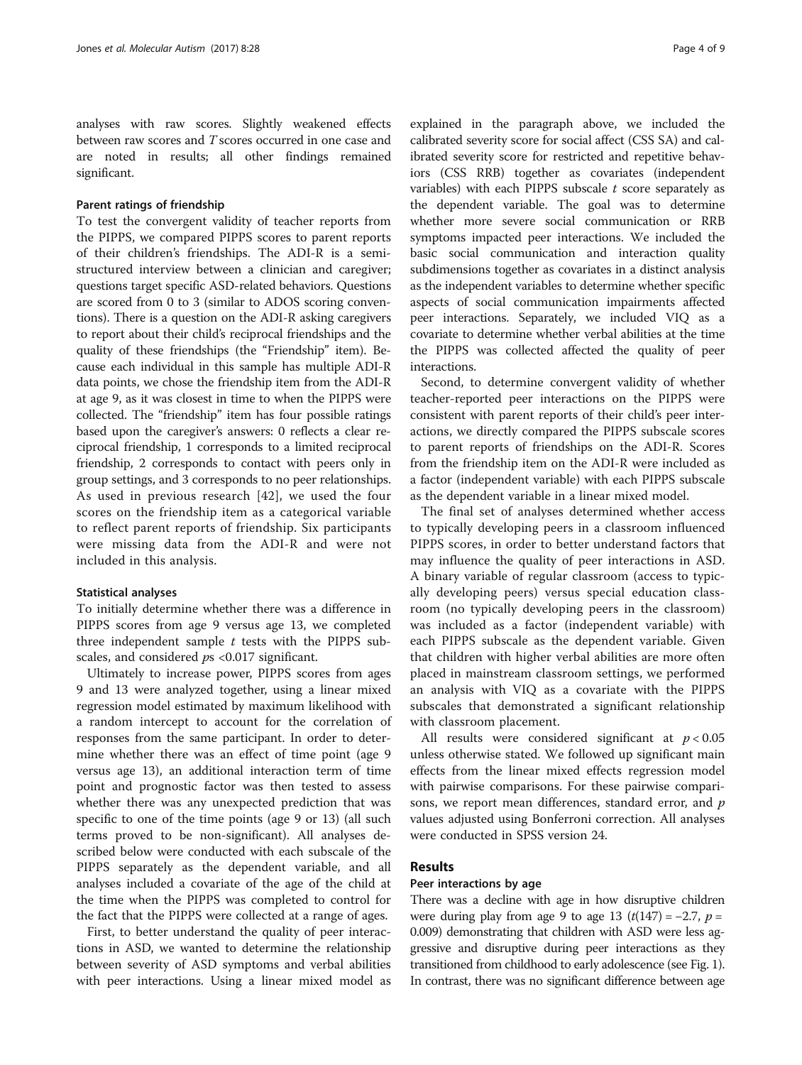analyses with raw scores. Slightly weakened effects between raw scores and $T$ scores occurred in one case and are noted in results; all other findings remained significant.

### Parent ratings of friendship

To test the convergent validity of teacher reports from the PIPPS, we compared PIPPS scores to parent reports of their children's friendships. The ADI-R is a semi-structured interview between a clinician and caregiver; questions target specific ASD-related behaviors. Questions are scored from 0 to 3 (similar to ADOS scoring conventions). There is a question on the ADI-R asking caregivers to report about their child's reciprocal friendships and the quality of these friendships (the "Friendship" item). Because each individual in this sample has multiple ADI-R data points, we chose the friendship item from the ADI-R at age 9, as it was closest in time to when the PIPPS were collected. The "friendship" item has four possible ratings based upon the caregiver's answers: 0 reflects a clear reciprocal friendship, 1 corresponds to a limited reciprocal friendship, 2 corresponds to contact with peers only in group settings, and 3 corresponds to no peer relationships. As used in previous research [42], we used the four scores on the friendship item as a categorical variable to reflect parent reports of friendship. Six participants were missing data from the ADI-R and were not included in this analysis.

### Statistical analyses

To initially determine whether there was a difference in PIPPS scores from age 9 versus age 13, we completed three independent sample $t$ tests with the PIPPS subscales, and considered $p$s $<0.017$ significant.

Ultimately to increase power, PIPPS scores from ages 9 and 13 were analyzed together, using a linear mixed regression model estimated by maximum likelihood with a random intercept to account for the correlation of responses from the same participant. In order to determine whether there was an effect of time point (age 9 versus age 13), an additional interaction term of time point and prognostic factor was then tested to assess whether there was any unexpected prediction that was specific to one of the time points (age 9 or 13) (all such terms proved to be non-significant). All analyses described below were conducted with each subscale of the PIPPS separately as the dependent variable, and all analyses included a covariate of the age of the child at the time when the PIPPS was completed to control for the fact that the PIPPS were collected at a range of ages.

First, to better understand the quality of peer interactions in ASD, we wanted to determine the relationship between severity of ASD symptoms and verbal abilities with peer interactions. Using a linear mixed model as explained in the paragraph above, we included the calibrated severity score for social affect (CSS SA) and calibrated severity score for restricted and repetitive behaviors (CSS RRB) together as covariates (independent variables) with each PIPPS subscale $t$ score separately as the dependent variable. The goal was to determine whether more severe social communication or RRB symptoms impacted peer interactions. We included the basic social communication and interaction quality subdimensions together as covariates in a distinct analysis as the independent variables to determine whether specific aspects of social communication impairments affected peer interactions. Separately, we included VIQ as a covariate to determine whether verbal abilities at the time the PIPPS was collected affected the quality of peer interactions.

Second, to determine convergent validity of whether teacher-reported peer interactions on the PIPPS were consistent with parent reports of their child's peer interactions, we directly compared the PIPPS subscale scores to parent reports of friendships on the ADI-R. Scores from the friendship item on the ADI-R were included as a factor (independent variable) with each PIPPS subscale as the dependent variable in a linear mixed model.

The final set of analyses determined whether access to typically developing peers in a classroom influenced PIPPS scores, in order to better understand factors that may influence the quality of peer interactions in ASD. A binary variable of regular classroom (access to typically developing peers) versus special education classroom (no typically developing peers in the classroom) was included as a factor (independent variable) with each PIPPS subscale as the dependent variable. Given that children with higher verbal abilities are more often placed in mainstream classroom settings, we performed an analysis with VIQ as a covariate with the PIPPS subscales that demonstrated a significant relationship with classroom placement.

All results were considered significant at $p < 0.05$ unless otherwise stated. We followed up significant main effects from the linear mixed effects regression model with pairwise comparisons. For these pairwise comparisons, we report mean differences, standard error, and $p$ values adjusted using Bonferroni correction. All analyses were conducted in SPSS version 24.

## Results

### Peer interactions by age

There was a decline with age in how disruptive children were during play from age 9 to age 13 ($t(147) = -2.7$, $p = 0.009$) demonstrating that children with ASD were less aggressive and disruptive during peer interactions as they transitioned from childhood to early adolescence (see Fig. 1). In contrast, there was no significant difference between age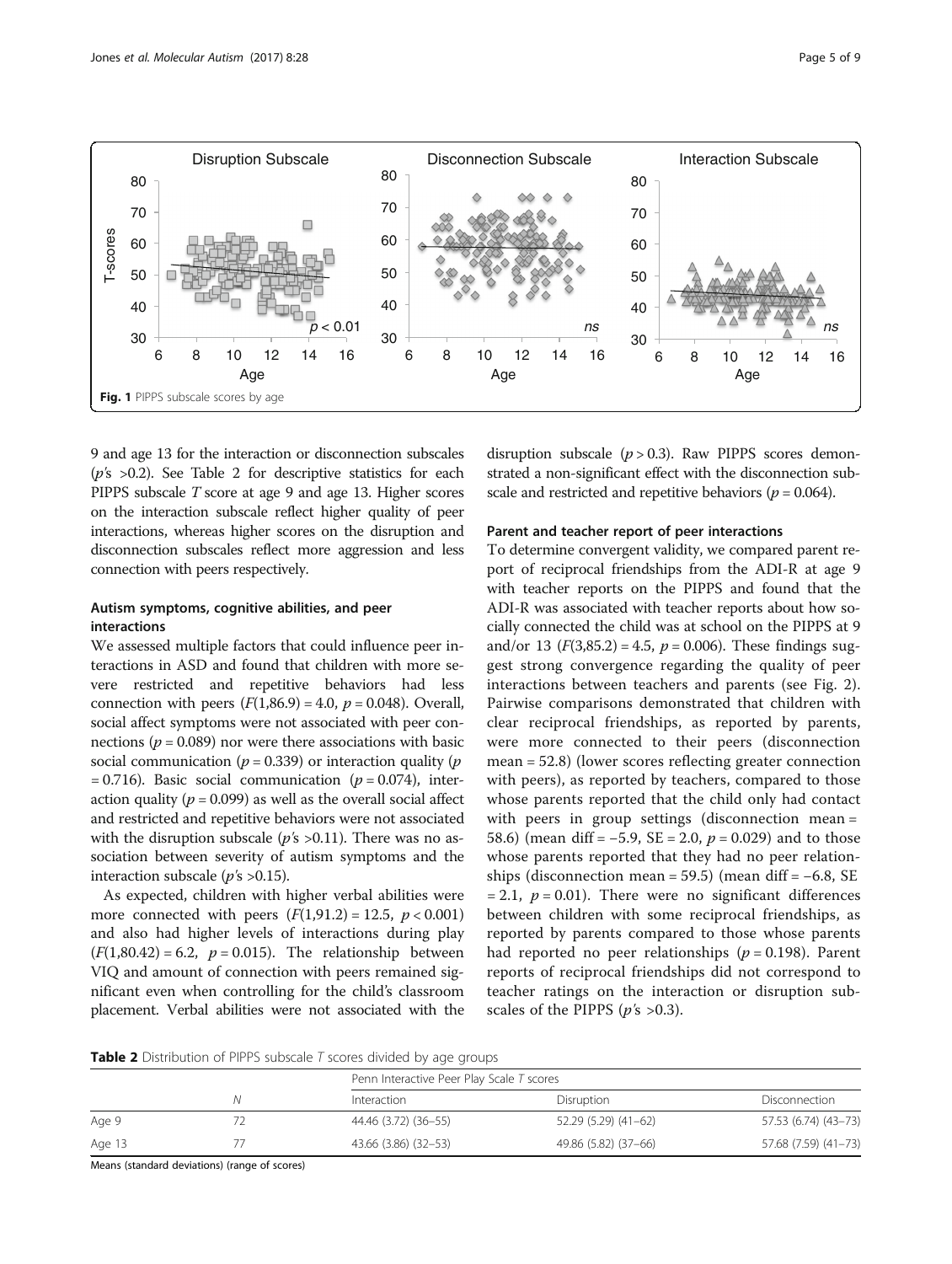Fig. 1 PIPPS subscale scores by age

9 and age 13 for the interaction or disconnection subscales ($p$'s >0.2). See Table 2 for descriptive statistics for each PIPPS subscale $T$ score at age 9 and age 13. Higher scores on the interaction subscale reflect higher quality of peer interactions, whereas higher scores on the disruption and disconnection subscales reflect more aggression and less connection with peers respectively.

### Autism symptoms, cognitive abilities, and peer interactions

We assessed multiple factors that could influence peer interactions in ASD and found that children with more severe restricted and repetitive behaviors had less connection with peers ($F(1,86.9) = 4.0$, $p = 0.048$). Overall, social affect symptoms were not associated with peer connections ($p = 0.089$) nor were there associations with basic social communication ($p = 0.339$) or interaction quality ($p = 0.716$). Basic social communication ($p = 0.074$), interaction quality ($p = 0.099$) as well as the overall social affect and restricted and repetitive behaviors were not associated with the disruption subscale ($p$'s >0.11). There was no association between severity of autism symptoms and the interaction subscale ($p$'s >0.15).

As expected, children with higher verbal abilities were more connected with peers ($F(1,91.2) = 12.5$, $p < 0.001$) and also had higher levels of interactions during play ($F(1,80.42) = 6.2$, $p = 0.015$). The relationship between VIQ and amount of connection with peers remained significant even when controlling for the child's classroom placement. Verbal abilities were not associated with the disruption subscale ($p > 0.3$). Raw PIPPS scores demonstrated a non-significant effect with the disconnection subscale and restricted and repetitive behaviors ($p = 0.064$).

### Parent and teacher report of peer interactions

To determine convergent validity, we compared parent report of reciprocal friendships from the ADI-R at age 9 with teacher reports on the PIPPS and found that the ADI-R was associated with teacher reports about how socially connected the child was at school on the PIPPS at 9 and/or 13 ($F(3,85.2) = 4.5$, $p = 0.006$). These findings suggest strong convergence regarding the quality of peer interactions between teachers and parents (see Fig. 2). Pairwise comparisons demonstrated that children with clear reciprocal friendships, as reported by parents, were more connected to their peers (disconnection mean = 52.8) (lower scores reflecting greater connection with peers), as reported by teachers, compared to those whose parents reported that the child only had contact with peers in group settings (disconnection mean = 58.6) (mean diff = −5.9, SE = 2.0, $p = 0.029$) and to those whose parents reported that they had no peer relationships (disconnection mean = 59.5) (mean diff = −6.8, SE = 2.1, $p = 0.01$). There were no significant differences between children with some reciprocal friendships, as reported by parents compared to those whose parents had reported no peer relationships ($p = 0.198$). Parent reports of reciprocal friendships did not correspond to teacher ratings on the interaction or disruption subscales of the PIPPS ($p$'s >0.3).

**Table 2** Distribution of PIPPS subscale $T$ scores divided by age groups

| | N | Penn Interactive Peer Play Scale T scores | | |
|---|---|---|---|---|
| | | Interaction | Disruption | Disconnection |
| Age 9 | 72 | 44.46 (3.72) (36–55) | 52.29 (5.29) (41–62) | 57.53 (6.74) (43–73) |
| Age 13 | 77 | 43.66 (3.86) (32–53) | 49.86 (5.82) (37–66) | 57.68 (7.59) (41–73) |

Means (standard deviations) (range of scores)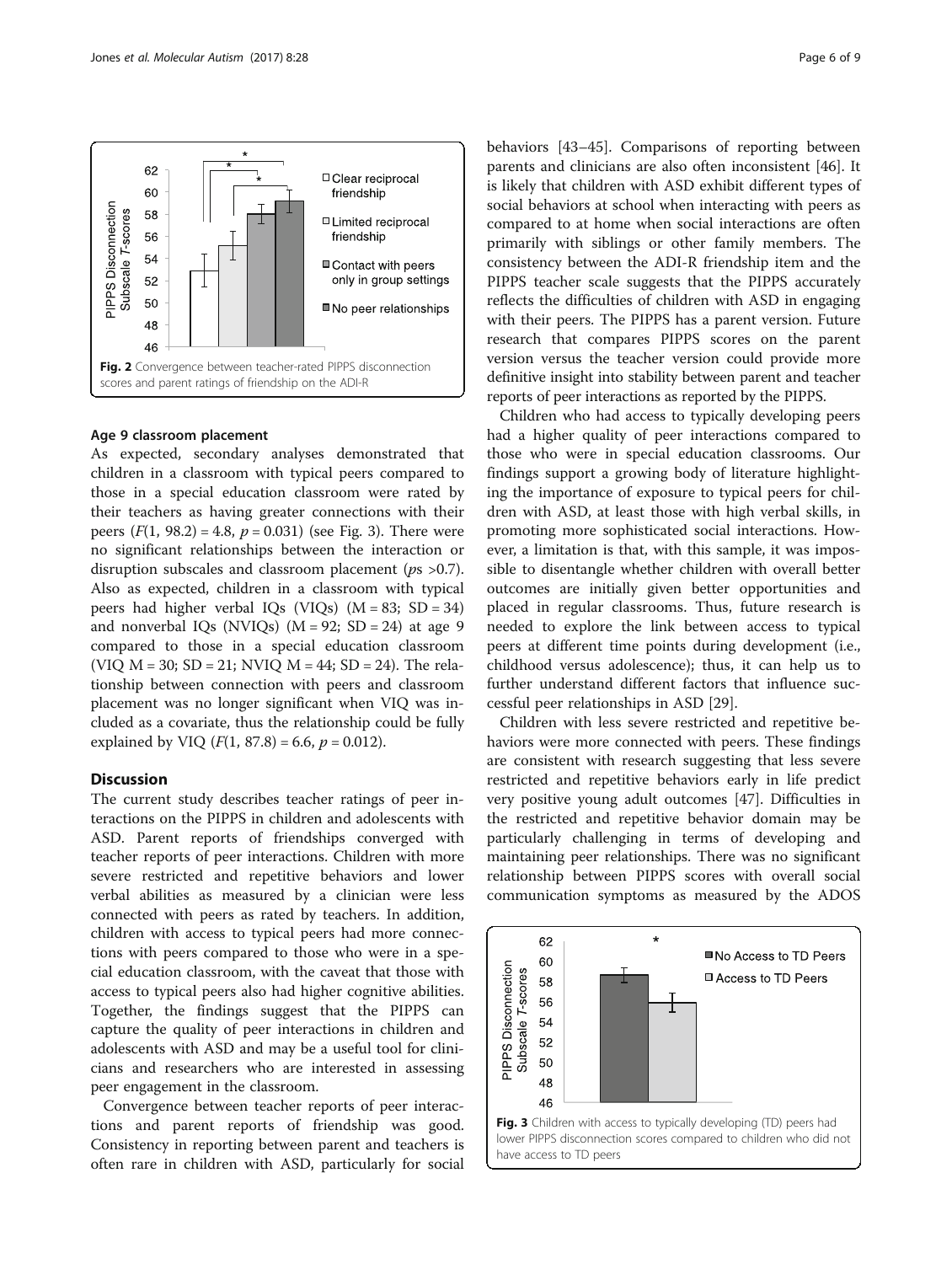62
60
58
56
54
52
50
48
46

PIPPS Disconnection Subscale *T*-scores

*

*

*

□ Clear reciprocal friendship

□ Limited reciprocal friendship

■ Contact with peers only in group settings

■ No peer relationships

**Fig. 2** Convergence between teacher-rated PIPPS disconnection scores and parent ratings of friendship on the ADI-R

#### Age 9 classroom placement

As expected, secondary analyses demonstrated that children in a classroom with typical peers compared to those in a special education classroom were rated by their teachers as having greater connections with their peers ($F(1, 98.2) = 4.8$, $p = 0.031$) (see Fig. 3). There were no significant relationships between the interaction or disruption subscales and classroom placement (*p*s >0.7). Also as expected, children in a classroom with typical peers had higher verbal IQs (VIQs) (M = 83; SD = 34) and nonverbal IQs (NVIQs) (M = 92; SD = 24) at age 9 compared to those in a special education classroom (VIQ M = 30; SD = 21; NVIQ M = 44; SD = 24). The relationship between connection with peers and classroom placement was no longer significant when VIQ was included as a covariate, thus the relationship could be fully explained by VIQ ($F(1, 87.8) = 6.6$, $p = 0.012$).

## Discussion

The current study describes teacher ratings of peer interactions on the PIPPS in children and adolescents with ASD. Parent reports of friendships converged with teacher reports of peer interactions. Children with more severe restricted and repetitive behaviors and lower verbal abilities as measured by a clinician were less connected with peers as rated by teachers. In addition, children with access to typical peers had more connections with peers compared to those who were in a special education classroom, with the caveat that those with access to typical peers also had higher cognitive abilities. Together, the findings suggest that the PIPPS can capture the quality of peer interactions in children and adolescents with ASD and may be a useful tool for clinicians and researchers who are interested in assessing peer engagement in the classroom.

Convergence between teacher reports of peer interactions and parent reports of friendship was good. Consistency in reporting between parent and teachers is often rare in children with ASD, particularly for social behaviors [43–45]. Comparisons of reporting between parents and clinicians are also often inconsistent [46]. It is likely that children with ASD exhibit different types of social behaviors at school when interacting with peers as compared to at home when social interactions are often primarily with siblings or other family members. The consistency between the ADI-R friendship item and the PIPPS teacher scale suggests that the PIPPS accurately reflects the difficulties of children with ASD in engaging with their peers. The PIPPS has a parent version. Future research that compares PIPPS scores on the parent version versus the teacher version could provide more definitive insight into stability between parent and teacher reports of peer interactions as reported by the PIPPS.

Children who had access to typically developing peers had a higher quality of peer interactions compared to those who were in special education classrooms. Our findings support a growing body of literature highlighting the importance of exposure to typical peers for children with ASD, at least those with high verbal skills, in promoting more sophisticated social interactions. However, a limitation is that, with this sample, it was impossible to disentangle whether children with overall better outcomes are initially given better opportunities and placed in regular classrooms. Thus, future research is needed to explore the link between access to typical peers at different time points during development (i.e., childhood versus adolescence); thus, it can help us to further understand different factors that influence successful peer relationships in ASD [29].

Children with less severe restricted and repetitive behaviors were more connected with peers. These findings are consistent with research suggesting that less severe restricted and repetitive behaviors early in life predict very positive young adult outcomes [47]. Difficulties in the restricted and repetitive behavior domain may be particularly challenging in terms of developing and maintaining peer relationships. There was no significant relationship between PIPPS scores with overall social communication symptoms as measured by the ADOS

62
60
58
56
54
52
50
48
46

PIPPS Disconnection Subscale *T*-scores

*

■ No Access to TD Peers

□ Access to TD Peers

**Fig. 3** Children with access to typically developing (TD) peers had lower PIPPS disconnection scores compared to children who did not have access to TD peers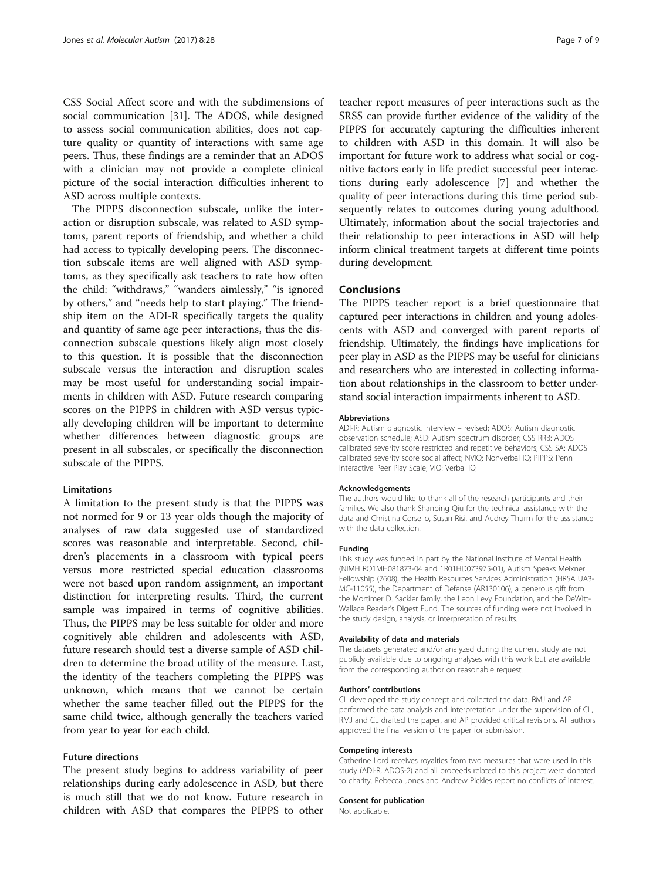CSS Social Affect score and with the subdimensions of social communication [31]. The ADOS, while designed to assess social communication abilities, does not capture quality or quantity of interactions with same age peers. Thus, these findings are a reminder that an ADOS with a clinician may not provide a complete clinical picture of the social interaction difficulties inherent to ASD across multiple contexts.

The PIPPS disconnection subscale, unlike the interaction or disruption subscale, was related to ASD symptoms, parent reports of friendship, and whether a child had access to typically developing peers. The disconnection subscale items are well aligned with ASD symptoms, as they specifically ask teachers to rate how often the child: "withdraws," "wanders aimlessly," "is ignored by others," and "needs help to start playing." The friendship item on the ADI-R specifically targets the quality and quantity of same age peer interactions, thus the disconnection subscale questions likely align most closely to this question. It is possible that the disconnection subscale versus the interaction and disruption scales may be most useful for understanding social impairments in children with ASD. Future research comparing scores on the PIPPS in children with ASD versus typically developing children will be important to determine whether differences between diagnostic groups are present in all subscales, or specifically the disconnection subscale of the PIPPS.

### Limitations

A limitation to the present study is that the PIPPS was not normed for 9 or 13 year olds though the majority of analyses of raw data suggested use of standardized scores was reasonable and interpretable. Second, children's placements in a classroom with typical peers versus more restricted special education classrooms were not based upon random assignment, an important distinction for interpreting results. Third, the current sample was impaired in terms of cognitive abilities. Thus, the PIPPS may be less suitable for older and more cognitively able children and adolescents with ASD, future research should test a diverse sample of ASD children to determine the broad utility of the measure. Last, the identity of the teachers completing the PIPPS was unknown, which means that we cannot be certain whether the same teacher filled out the PIPPS for the same child twice, although generally the teachers varied from year to year for each child.

### Future directions

The present study begins to address variability of peer relationships during early adolescence in ASD, but there is much still that we do not know. Future research in children with ASD that compares the PIPPS to other teacher report measures of peer interactions such as the SRSS can provide further evidence of the validity of the PIPPS for accurately capturing the difficulties inherent to children with ASD in this domain. It will also be important for future work to address what social or cognitive factors early in life predict successful peer interactions during early adolescence [7] and whether the quality of peer interactions during this time period subsequently relates to outcomes during young adulthood. Ultimately, information about the social trajectories and their relationship to peer interactions in ASD will help inform clinical treatment targets at different time points during development.

## Conclusions

The PIPPS teacher report is a brief questionnaire that captured peer interactions in children and young adolescents with ASD and converged with parent reports of friendship. Ultimately, the findings have implications for peer play in ASD as the PIPPS may be useful for clinicians and researchers who are interested in collecting information about relationships in the classroom to better understand social interaction impairments inherent to ASD.

#### Abbreviations

ADI-R: Autism diagnostic interview – revised; ADOS: Autism diagnostic observation schedule; ASD: Autism spectrum disorder; CSS RRB: ADOS calibrated severity score restricted and repetitive behaviors; CSS SA: ADOS calibrated severity score social affect; NVIQ: Nonverbal IQ; PIPPS: Penn Interactive Peer Play Scale; VIQ: Verbal IQ

#### Acknowledgements

The authors would like to thank all of the research participants and their families. We also thank Shanping Qiu for the technical assistance with the data and Christina Corsello, Susan Risi, and Audrey Thurm for the assistance with the data collection.

#### Funding

This study was funded in part by the National Institute of Mental Health (NIMH RO1MH081873-04 and 1R01HD073975-01), Autism Speaks Meixner Fellowship (7608), the Health Resources Services Administration (HRSA UA3-MC-11055), the Department of Defense (AR130106), a generous gift from the Mortimer D. Sackler family, the Leon Levy Foundation, and the DeWitt-Wallace Reader's Digest Fund. The sources of funding were not involved in the study design, analysis, or interpretation of results.

#### Availability of data and materials

The datasets generated and/or analyzed during the current study are not publicly available due to ongoing analyses with this work but are available from the corresponding author on reasonable request.

#### Authors' contributions

CL developed the study concept and collected the data. RMJ and AP performed the data analysis and interpretation under the supervision of CL, RMJ and CL drafted the paper, and AP provided critical revisions. All authors approved the final version of the paper for submission.

#### Competing interests

Catherine Lord receives royalties from two measures that were used in this study (ADI-R, ADOS-2) and all proceeds related to this project were donated to charity. Rebecca Jones and Andrew Pickles report no conflicts of interest.

#### Consent for publication

Not applicable.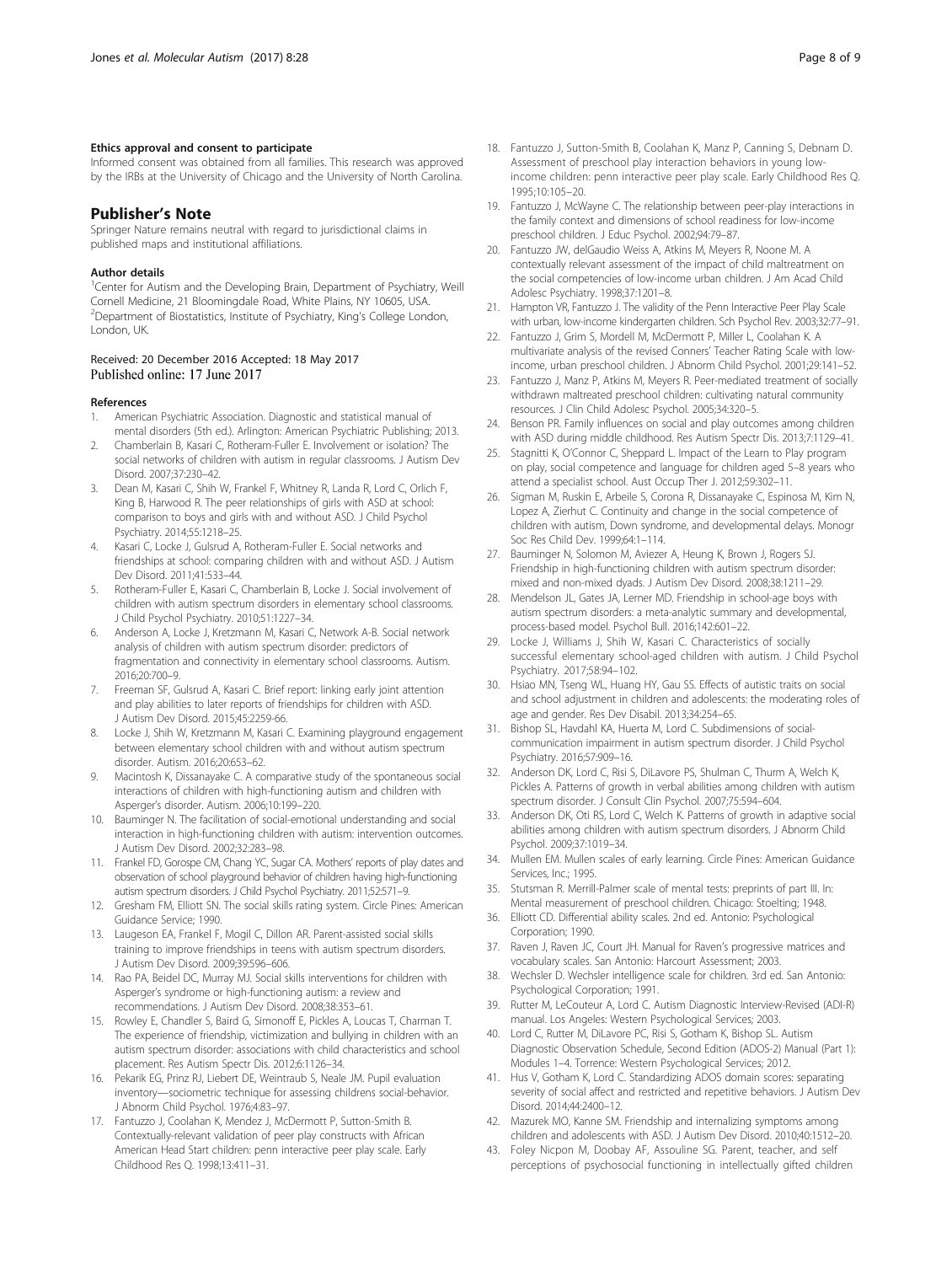#### Ethics approval and consent to participate

Informed consent was obtained from all families. This research was approved by the IRBs at the University of Chicago and the University of North Carolina.

## Publisher's Note

Springer Nature remains neutral with regard to jurisdictional claims in published maps and institutional affiliations.

#### Author details

[1]Center for Autism and the Developing Brain, Department of Psychiatry, Weill Cornell Medicine, 21 Bloomingdale Road, White Plains, NY 10605, USA. [2]Department of Biostatistics, Institute of Psychiatry, King's College London, London, UK.

Received: 20 December 2016 Accepted: 18 May 2017
Published online: 17 June 2017

#### References

1. American Psychiatric Association. Diagnostic and statistical manual of mental disorders (5th ed.). Arlington: American Psychiatric Publishing; 2013.
2. Chamberlain B, Kasari C, Rotheram-Fuller E. Involvement or isolation? The social networks of children with autism in regular classrooms. J Autism Dev Disord. 2007;37:230–42.
3. Dean M, Kasari C, Shih W, Frankel F, Whitney R, Landa R, Lord C, Orlich F, King B, Harwood R. The peer relationships of girls with ASD at school: comparison to boys and girls with and without ASD. J Child Psychol Psychiatry. 2014;55:1218–25.
4. Kasari C, Locke J, Gulsrud A, Rotheram-Fuller E. Social networks and friendships at school: comparing children with and without ASD. J Autism Dev Disord. 2011;41:533–44.
5. Rotheram-Fuller E, Kasari C, Chamberlain B, Locke J. Social involvement of children with autism spectrum disorders in elementary school classrooms. J Child Psychol Psychiatry. 2010;51:1227–34.
6. Anderson A, Locke J, Kretzmann M, Kasari C, Network A-B. Social network analysis of children with autism spectrum disorder: predictors of fragmentation and connectivity in elementary school classrooms. Autism. 2016;20:700–9.
7. Freeman SF, Gulsrud A, Kasari C. Brief report: linking early joint attention and play abilities to later reports of friendships for children with ASD. J Autism Dev Disord. 2015;45:2259-66.
8. Locke J, Shih W, Kretzmann M, Kasari C. Examining playground engagement between elementary school children with and without autism spectrum disorder. Autism. 2016;20:653–62.
9. Macintosh K, Dissanayake C. A comparative study of the spontaneous social interactions of children with high-functioning autism and children with Asperger's disorder. Autism. 2006;10:199–220.
10. Bauminger N. The facilitation of social-emotional understanding and social interaction in high-functioning children with autism: intervention outcomes. J Autism Dev Disord. 2002;32:283–98.
11. Frankel FD, Gorospe CM, Chang YC, Sugar CA. Mothers' reports of play dates and observation of school playground behavior of children having high-functioning autism spectrum disorders. J Child Psychol Psychiatry. 2011;52:571–9.
12. Gresham FM, Elliott SN. The social skills rating system. Circle Pines: American Guidance Service; 1990.
13. Laugeson EA, Frankel F, Mogil C, Dillon AR. Parent-assisted social skills training to improve friendships in teens with autism spectrum disorders. J Autism Dev Disord. 2009;39:596–606.
14. Rao PA, Beidel DC, Murray MJ. Social skills interventions for children with Asperger's syndrome or high-functioning autism: a review and recommendations. J Autism Dev Disord. 2008;38:353–61.
15. Rowley E, Chandler S, Baird G, Simonoff E, Pickles A, Loucas T, Charman T. The experience of friendship, victimization and bullying in children with an autism spectrum disorder: associations with child characteristics and school placement. Res Autism Spectr Dis. 2012;6:1126–34.
16. Pekarik EG, Prinz RJ, Liebert DE, Weintraub S, Neale JM. Pupil evaluation inventory—sociometric technique for assessing childrens social-behavior. J Abnorm Child Psychol. 1976;4:83–97.
17. Fantuzzo J, Coolahan K, Mendez J, McDermott P, Sutton-Smith B. Contextually-relevant validation of peer play constructs with African American Head Start children: penn interactive peer play scale. Early Childhood Res Q. 1998;13:411–31.
18. Fantuzzo J, Sutton-Smith B, Coolahan K, Manz P, Canning S, Debnam D. Assessment of preschool play interaction behaviors in young low-income children: penn interactive peer play scale. Early Childhood Res Q. 1995;10:105–20.
19. Fantuzzo J, McWayne C. The relationship between peer-play interactions in the family context and dimensions of school readiness for low-income preschool children. J Educ Psychol. 2002;94:79–87.
20. Fantuzzo JW, delGaudio Weiss A, Atkins M, Meyers R, Noone M. A contextually relevant assessment of the impact of child maltreatment on the social competencies of low-income urban children. J Am Acad Child Adolesc Psychiatry. 1998;37:1201–8.
21. Hampton VR, Fantuzzo J. The validity of the Penn Interactive Peer Play Scale with urban, low-income kindergarten children. Sch Psychol Rev. 2003;32:77–91.
22. Fantuzzo J, Grim S, Mordell M, McDermott P, Miller L, Coolahan K. A multivariate analysis of the revised Conners' Teacher Rating Scale with low-income, urban preschool children. J Abnorm Child Psychol. 2001;29:141–52.
23. Fantuzzo J, Manz P, Atkins M, Meyers R. Peer-mediated treatment of socially withdrawn maltreated preschool children: cultivating natural community resources. J Clin Child Adolesc Psychol. 2005;34:320–5.
24. Benson PR. Family influences on social and play outcomes among children with ASD during middle childhood. Res Autism Spectr Dis. 2013;7:1129–41.
25. Stagnitti K, O'Connor C, Sheppard L. Impact of the Learn to Play program on play, social competence and language for children aged 5–8 years who attend a specialist school. Aust Occup Ther J. 2012;59:302–11.
26. Sigman M, Ruskin E, Arbeile S, Corona R, Dissanayake C, Espinosa M, Kim N, Lopez A, Zierhut C. Continuity and change in the social competence of children with autism, Down syndrome, and developmental delays. Monogr Soc Res Child Dev. 1999;64:1–114.
27. Bauminger N, Solomon M, Aviezer A, Heung K, Brown J, Rogers SJ. Friendship in high-functioning children with autism spectrum disorder: mixed and non-mixed dyads. J Autism Dev Disord. 2008;38:1211–29.
28. Mendelson JL, Gates JA, Lerner MD. Friendship in school-age boys with autism spectrum disorders: a meta-analytic summary and developmental, process-based model. Psychol Bull. 2016;142:601–22.
29. Locke J, Williams J, Shih W, Kasari C. Characteristics of socially successful elementary school-aged children with autism. J Child Psychol Psychiatry. 2017;58:94–102.
30. Hsiao MN, Tseng WL, Huang HY, Gau SS. Effects of autistic traits on social and school adjustment in children and adolescents: the moderating roles of age and gender. Res Dev Disabil. 2013;34:254–65.
31. Bishop SL, Havdahl KA, Huerta M, Lord C. Subdimensions of social-communication impairment in autism spectrum disorder. J Child Psychol Psychiatry. 2016;57:909–16.
32. Anderson DK, Lord C, Risi S, DiLavore PS, Shulman C, Thurm A, Welch K, Pickles A. Patterns of growth in verbal abilities among children with autism spectrum disorder. J Consult Clin Psychol. 2007;75:594–604.
33. Anderson DK, Oti RS, Lord C, Welch K. Patterns of growth in adaptive social abilities among children with autism spectrum disorders. J Abnorm Child Psychol. 2009;37:1019–34.
34. Mullen EM. Mullen scales of early learning. Circle Pines: American Guidance Services, Inc.; 1995.
35. Stutsman R. Merrill-Palmer scale of mental tests: preprints of part III. In: Mental measurement of preschool children. Chicago: Stoelting; 1948.
36. Elliott CD. Differential ability scales. 2nd ed. Antonio: Psychological Corporation; 1990.
37. Raven J, Raven JC, Court JH. Manual for Raven's progressive matrices and vocabulary scales. San Antonio: Harcourt Assessment; 2003.
38. Wechsler D. Wechsler intelligence scale for children. 3rd ed. San Antonio: Psychological Corporation; 1991.
39. Rutter M, LeCouteur A, Lord C. Autism Diagnostic Interview-Revised (ADI-R) manual. Los Angeles: Western Psychological Services; 2003.
40. Lord C, Rutter M, DiLavore PC, Risi S, Gotham K, Bishop SL. Autism Diagnostic Observation Schedule, Second Edition (ADOS-2) Manual (Part 1): Modules 1–4. Torrence: Western Psychological Services; 2012.
41. Hus V, Gotham K, Lord C. Standardizing ADOS domain scores: separating severity of social affect and restricted and repetitive behaviors. J Autism Dev Disord. 2014;44:2400–12.
42. Mazurek MO, Kanne SM. Friendship and internalizing symptoms among children and adolescents with ASD. J Autism Dev Disord. 2010;40:1512–20.
43. Foley Nicpon M, Doobay AF, Assouline SG. Parent, teacher, and self perceptions of psychosocial functioning in intellectually gifted children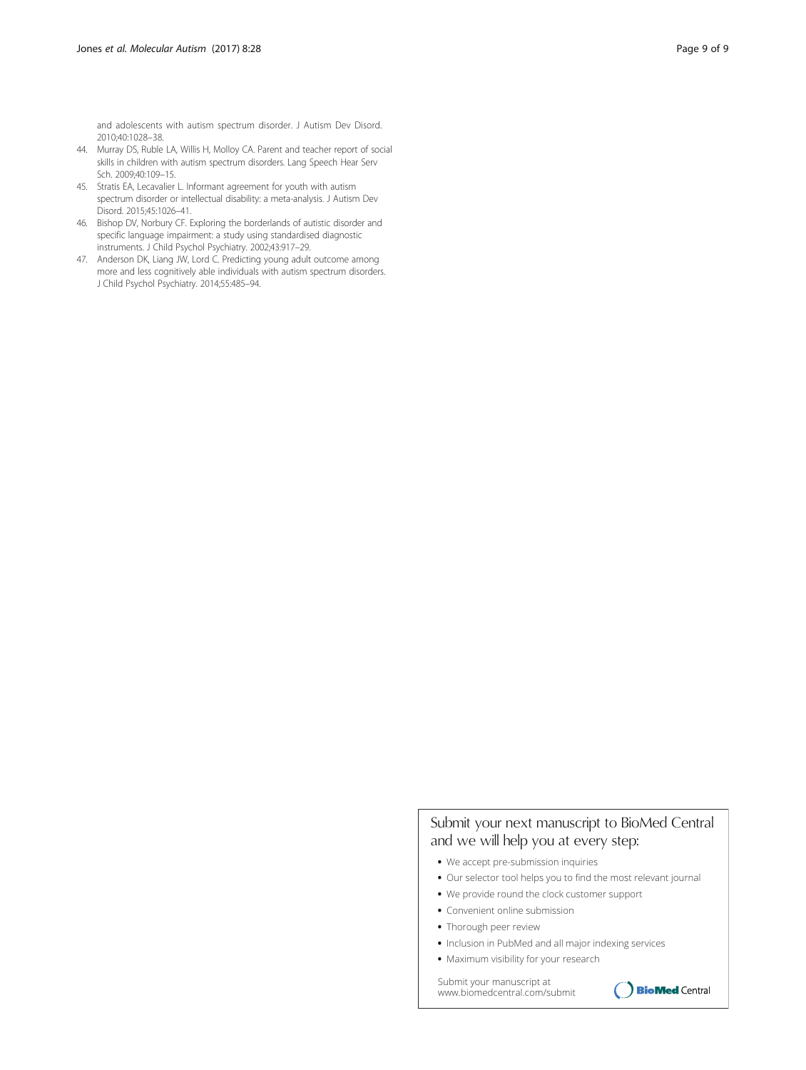and adolescents with autism spectrum disorder. J Autism Dev Disord. 2010;40:1028–38.

44. Murray DS, Ruble LA, Willis H, Molloy CA. Parent and teacher report of social skills in children with autism spectrum disorders. Lang Speech Hear Serv Sch. 2009;40:109–15.
45. Stratis EA, Lecavalier L. Informant agreement for youth with autism spectrum disorder or intellectual disability: a meta-analysis. J Autism Dev Disord. 2015;45:1026–41.
46. Bishop DV, Norbury CF. Exploring the borderlands of autistic disorder and specific language impairment: a study using standardised diagnostic instruments. J Child Psychol Psychiatry. 2002;43:917–29.
47. Anderson DK, Liang JW, Lord C. Predicting young adult outcome among more and less cognitively able individuals with autism spectrum disorders. J Child Psychol Psychiatry. 2014;55:485–94.

Submit your next manuscript to BioMed Central and we will help you at every step:

- We accept pre-submission inquiries
- Our selector tool helps you to find the most relevant journal
- We provide round the clock customer support
- Convenient online submission
- Thorough peer review
- Inclusion in PubMed and all major indexing services
- Maximum visibility for your research

Submit your manuscript at
www.biomedcentral.com/submit

BioMed Central